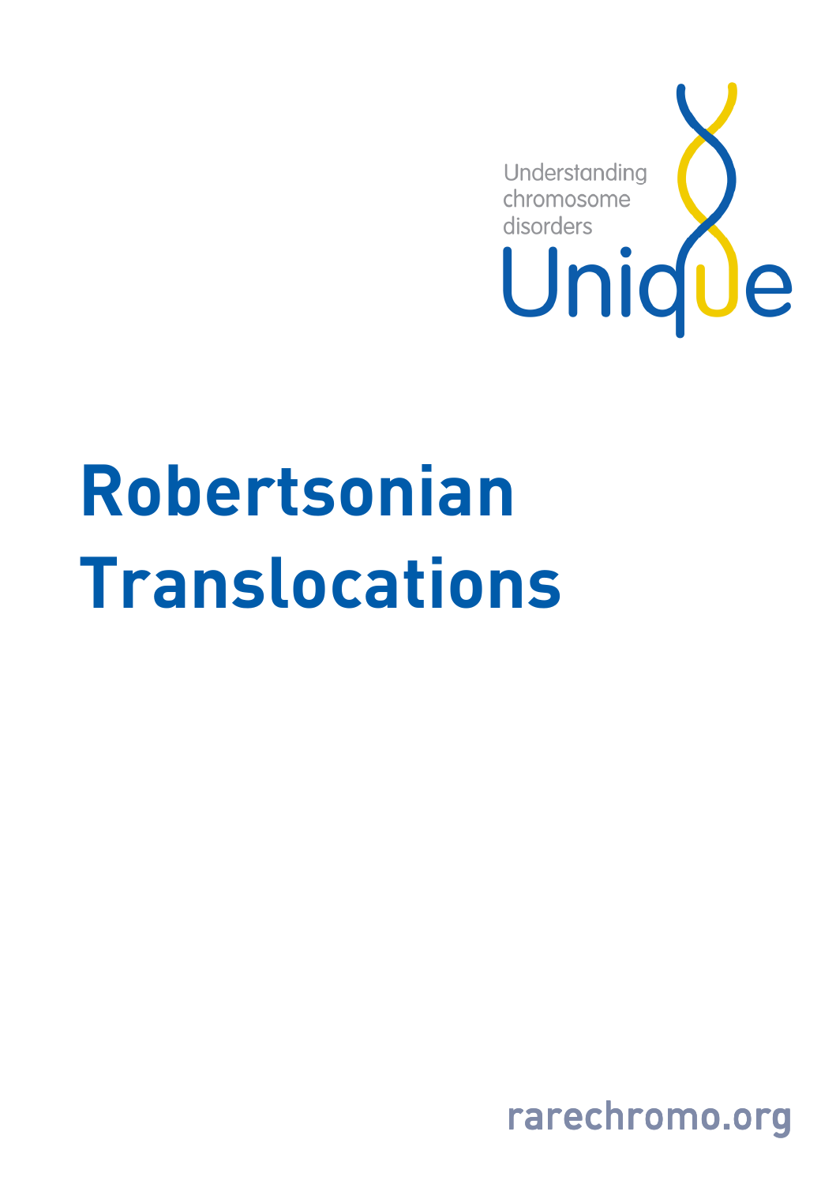Understanding chromosome disorders

Unique

# Robertsonian Translocations

rarechromo.org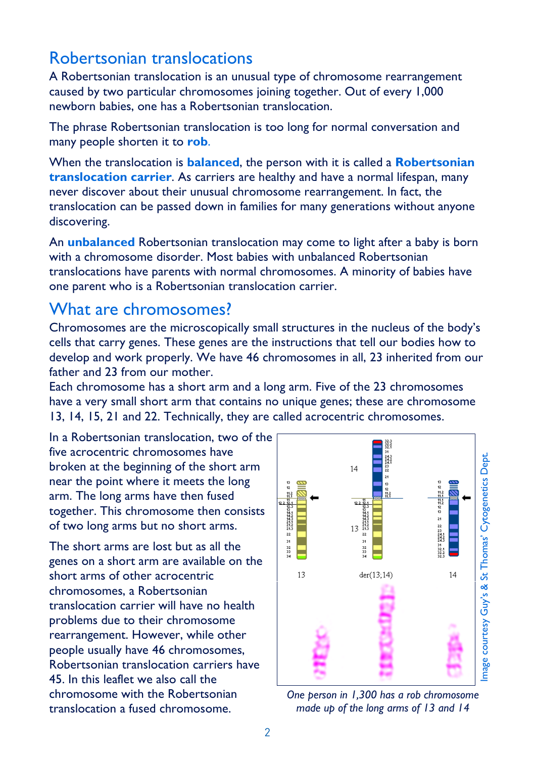## Robertsonian translocations

A Robertsonian translocation is an unusual type of chromosome rearrangement caused by two particular chromosomes joining together. Out of every 1,000 newborn babies, one has a Robertsonian translocation.

The phrase Robertsonian translocation is too long for normal conversation and many people shorten it to **rob**.

When the translocation is **balanced**, the person with it is called a **Robertsonian translocation carrier**. As carriers are healthy and have a normal lifespan, many never discover about their unusual chromosome rearrangement. In fact, the translocation can be passed down in families for many generations without anyone discovering.

An **unbalanced** Robertsonian translocation may come to light after a baby is born with a chromosome disorder. Most babies with unbalanced Robertsonian translocations have parents with normal chromosomes. A minority of babies have one parent who is a Robertsonian translocation carrier.

## What are chromosomes?

Chromosomes are the microscopically small structures in the nucleus of the body's cells that carry genes. These genes are the instructions that tell our bodies how to develop and work properly. We have 46 chromosomes in all, 23 inherited from our father and 23 from our mother.

Each chromosome has a short arm and a long arm. Five of the 23 chromosomes have a very small short arm that contains no unique genes; these are chromosome 13, 14, 15, 21 and 22. Technically, they are called acrocentric chromosomes.

In a Robertsonian translocation, two of the five acrocentric chromosomes have broken at the beginning of the short arm near the point where it meets the long arm. The long arms have then fused together. This chromosome then consists of two long arms but no short arms.

The short arms are lost but as all the genes on a short arm are available on the short arms of other acrocentric chromosomes, a Robertsonian translocation carrier will have no health problems due to their chromosome rearrangement. However, while other people usually have 46 chromosomes, Robertsonian translocation carriers have 45. In this leaflet we also call the chromosome with the Robertsonian translocation a fused chromosome.

13 der(13;14) 14

Image courtesy Guy's & St Thomas' Cytogenetics Dept.

*One person in 1,300 has a rob chromosome made up of the long arms of 13 and 14*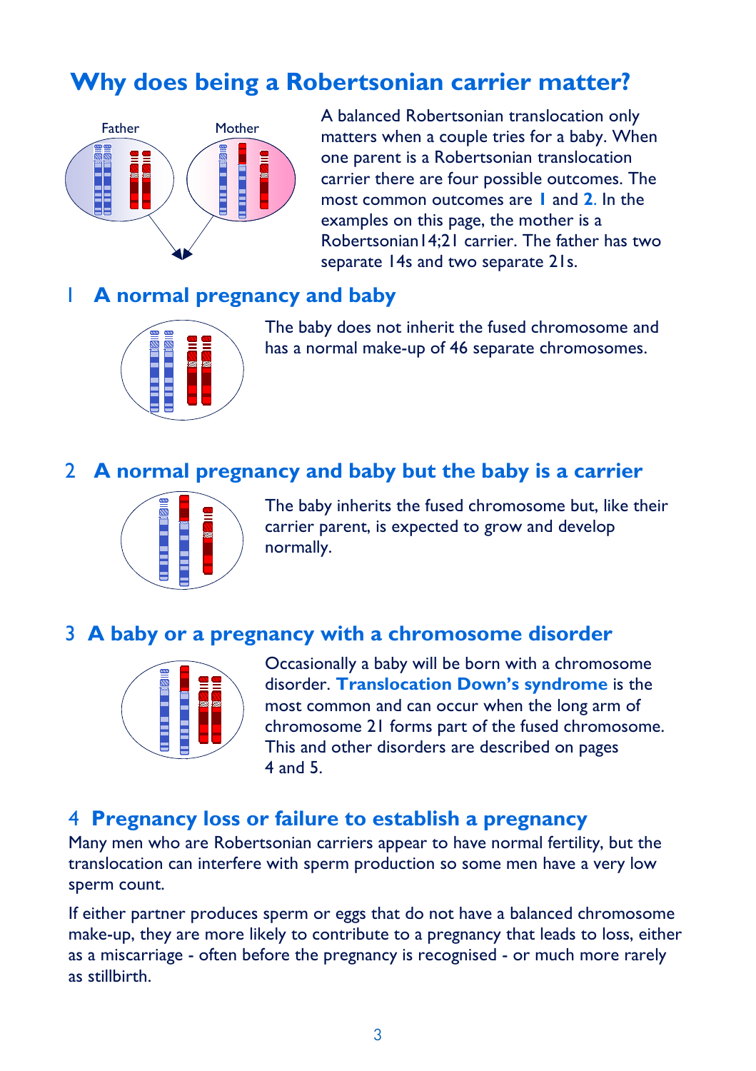# Why does being a Robertsonian carrier matter?

Father Mother

A balanced Robertsonian translocation only matters when a couple tries for a baby. When one parent is a Robertsonian translocation carrier there are four possible outcomes. The most common outcomes are **1** and **2**. In the examples on this page, the mother is a Robertsonian14;21 carrier. The father has two separate 14s and two separate 21s.

## 1 A normal pregnancy and baby

The baby does not inherit the fused chromosome and has a normal make-up of 46 separate chromosomes.

## 2 A normal pregnancy and baby but the baby is a carrier

The baby inherits the fused chromosome but, like their carrier parent, is expected to grow and develop normally.

## 3 A baby or a pregnancy with a chromosome disorder

Occasionally a baby will be born with a chromosome disorder. **Translocation Down's syndrome** is the most common and can occur when the long arm of chromosome 21 forms part of the fused chromosome. This and other disorders are described on pages 4 and 5.

## 4 Pregnancy loss or failure to establish a pregnancy

Many men who are Robertsonian carriers appear to have normal fertility, but the translocation can interfere with sperm production so some men have a very low sperm count.

If either partner produces sperm or eggs that do not have a balanced chromosome make-up, they are more likely to contribute to a pregnancy that leads to loss, either as a miscarriage - often before the pregnancy is recognised - or much more rarely as stillbirth.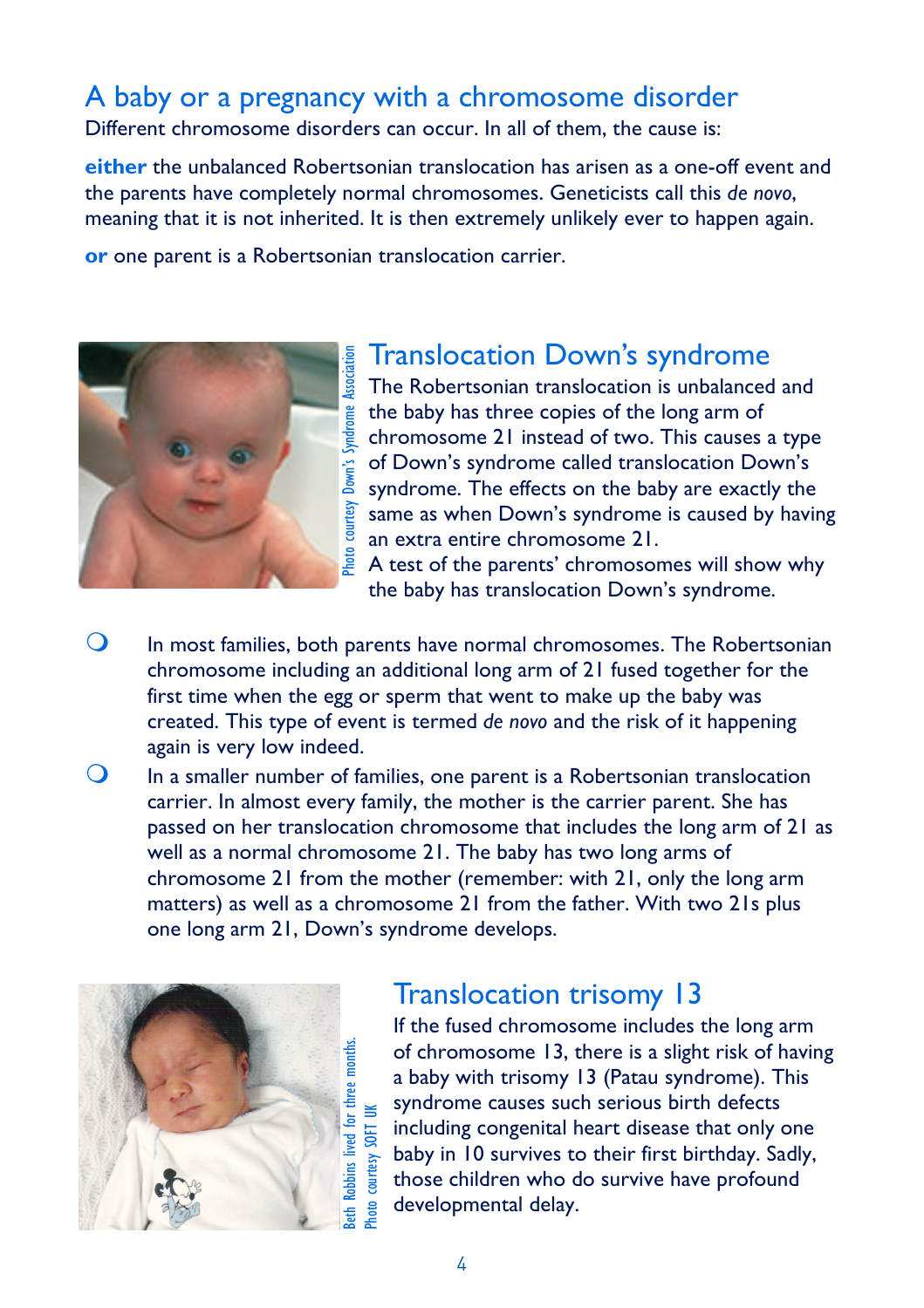## A baby or a pregnancy with a chromosome disorder

Different chromosome disorders can occur. In all of them, the cause is:

**either** the unbalanced Robertsonian translocation has arisen as a one-off event and the parents have completely normal chromosomes. Geneticists call this *de novo*, meaning that it is not inherited. It is then extremely unlikely ever to happen again.

**or** one parent is a Robertsonian translocation carrier.

Photo courtesy Down's Syndrome Association

### Translocation Down's syndrome

The Robertsonian translocation is unbalanced and the baby has three copies of the long arm of chromosome 21 instead of two. This causes a type of Down's syndrome called translocation Down's syndrome. The effects on the baby are exactly the same as when Down's syndrome is caused by having an extra entire chromosome 21.

A test of the parents' chromosomes will show why the baby has translocation Down's syndrome.

- In most families, both parents have normal chromosomes. The Robertsonian chromosome including an additional long arm of 21 fused together for the first time when the egg or sperm that went to make up the baby was created. This type of event is termed *de novo* and the risk of it happening again is very low indeed.
- In a smaller number of families, one parent is a Robertsonian translocation carrier. In almost every family, the mother is the carrier parent. She has passed on her translocation chromosome that includes the long arm of 21 as well as a normal chromosome 21. The baby has two long arms of chromosome 21 from the mother (remember: with 21, only the long arm matters) as well as a chromosome 21 from the father. With two 21s plus one long arm 21, Down's syndrome develops.

Beth Robbins lived for three months.
Photo courtesy SOFT UK

### Translocation trisomy 13

If the fused chromosome includes the long arm of chromosome 13, there is a slight risk of having a baby with trisomy 13 (Patau syndrome). This syndrome causes such serious birth defects including congenital heart disease that only one baby in 10 survives to their first birthday. Sadly, those children who do survive have profound developmental delay.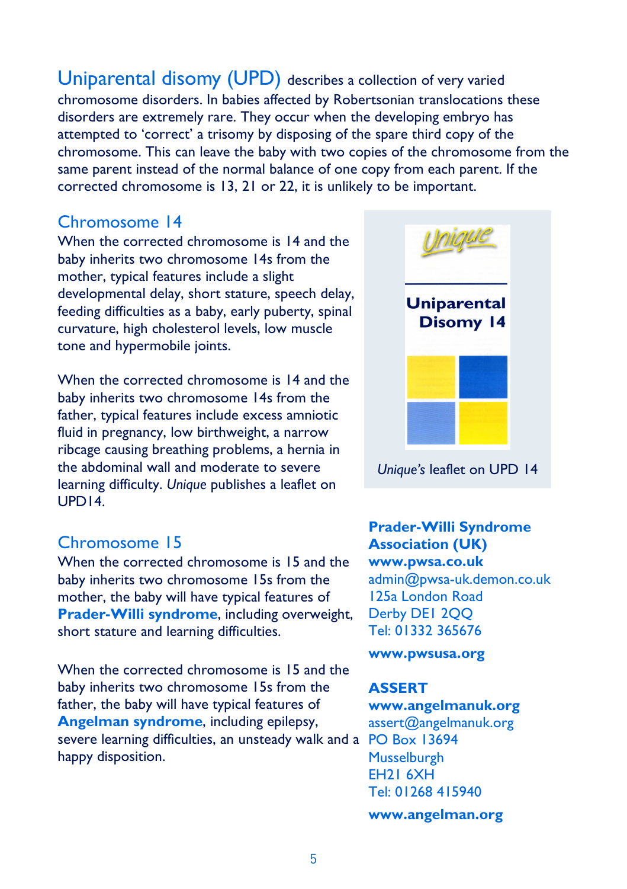## Uniparental disomy (UPD)

describes a collection of very varied chromosome disorders. In babies affected by Robertsonian translocations these disorders are extremely rare. They occur when the developing embryo has attempted to 'correct' a trisomy by disposing of the spare third copy of the chromosome. This can leave the baby with two copies of the chromosome from the same parent instead of the normal balance of one copy from each parent. If the corrected chromosome is 13, 21 or 22, it is unlikely to be important.

### Chromosome 14

When the corrected chromosome is 14 and the baby inherits two chromosome 14s from the mother, typical features include a slight developmental delay, short stature, speech delay, feeding difficulties as a baby, early puberty, spinal curvature, high cholesterol levels, low muscle tone and hypermobile joints.

When the corrected chromosome is 14 and the baby inherits two chromosome 14s from the father, typical features include excess amniotic fluid in pregnancy, low birthweight, a narrow ribcage causing breathing problems, a hernia in the abdominal wall and moderate to severe learning difficulty. *Unique* publishes a leaflet on UPD14.

Unique

**Uniparental Disomy 14**

*Unique's* leaflet on UPD 14

### Chromosome 15

When the corrected chromosome is 15 and the baby inherits two chromosome 15s from the mother, the baby will have typical features of **Prader-Willi syndrome**, including overweight, short stature and learning difficulties.

When the corrected chromosome is 15 and the baby inherits two chromosome 15s from the father, the baby will have typical features of **Angelman syndrome**, including epilepsy, severe learning difficulties, an unsteady walk and a happy disposition.

**Prader-Willi Syndrome Association (UK)**
**www.pwsa.co.uk**
admin@pwsa-uk.demon.co.uk
125a London Road
Derby DE1 2QQ
Tel: 01332 365676

**www.pwsusa.org**

**ASSERT**
**www.angelmanuk.org**
assert@angelmanuk.org
PO Box 13694
Musselburgh
EH21 6XH
Tel: 01268 415940

**www.angelman.org**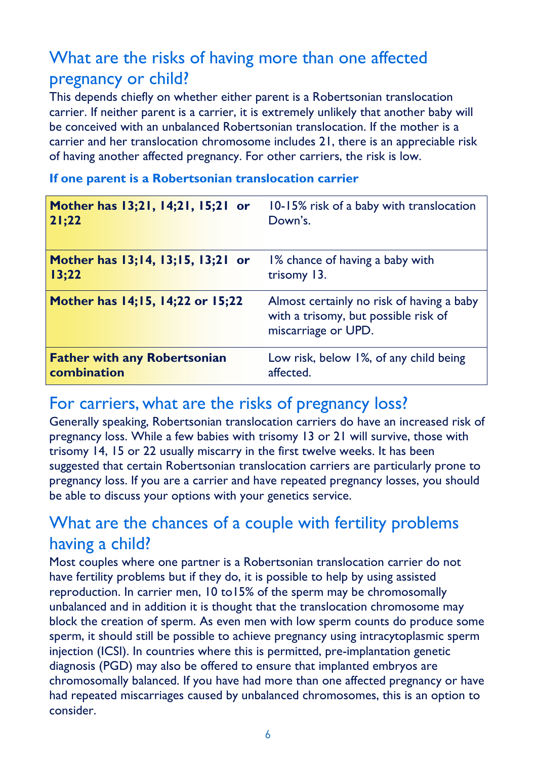## What are the risks of having more than one affected pregnancy or child?

This depends chiefly on whether either parent is a Robertsonian translocation carrier. If neither parent is a carrier, it is extremely unlikely that another baby will be conceived with an unbalanced Robertsonian translocation. If the mother is a carrier and her translocation chromosome includes 21, there is an appreciable risk of having another affected pregnancy. For other carriers, the risk is low.

### If one parent is a Robertsonian translocation carrier

| | |
|---|---|
| **Mother has 13;21, 14;21, 15;21 or 21;22** | 10-15% risk of a baby with translocation Down's. |
| **Mother has 13;14, 13;15, 13;21 or 13;22** | 1% chance of having a baby with trisomy 13. |
| **Mother has 14;15, 14;22 or 15;22** | Almost certainly no risk of having a baby with a trisomy, but possible risk of miscarriage or UPD. |
| **Father with any Robertsonian combination** | Low risk, below 1%, of any child being affected. |

## For carriers, what are the risks of pregnancy loss?

Generally speaking, Robertsonian translocation carriers do have an increased risk of pregnancy loss. While a few babies with trisomy 13 or 21 will survive, those with trisomy 14, 15 or 22 usually miscarry in the first twelve weeks. It has been suggested that certain Robertsonian translocation carriers are particularly prone to pregnancy loss. If you are a carrier and have repeated pregnancy losses, you should be able to discuss your options with your genetics service.

## What are the chances of a couple with fertility problems having a child?

Most couples where one partner is a Robertsonian translocation carrier do not have fertility problems but if they do, it is possible to help by using assisted reproduction. In carrier men, 10 to15% of the sperm may be chromosomally unbalanced and in addition it is thought that the translocation chromosome may block the creation of sperm. As even men with low sperm counts do produce some sperm, it should still be possible to achieve pregnancy using intracytoplasmic sperm injection (ICSI). In countries where this is permitted, pre-implantation genetic diagnosis (PGD) may also be offered to ensure that implanted embryos are chromosomally balanced. If you have had more than one affected pregnancy or have had repeated miscarriages caused by unbalanced chromosomes, this is an option to consider.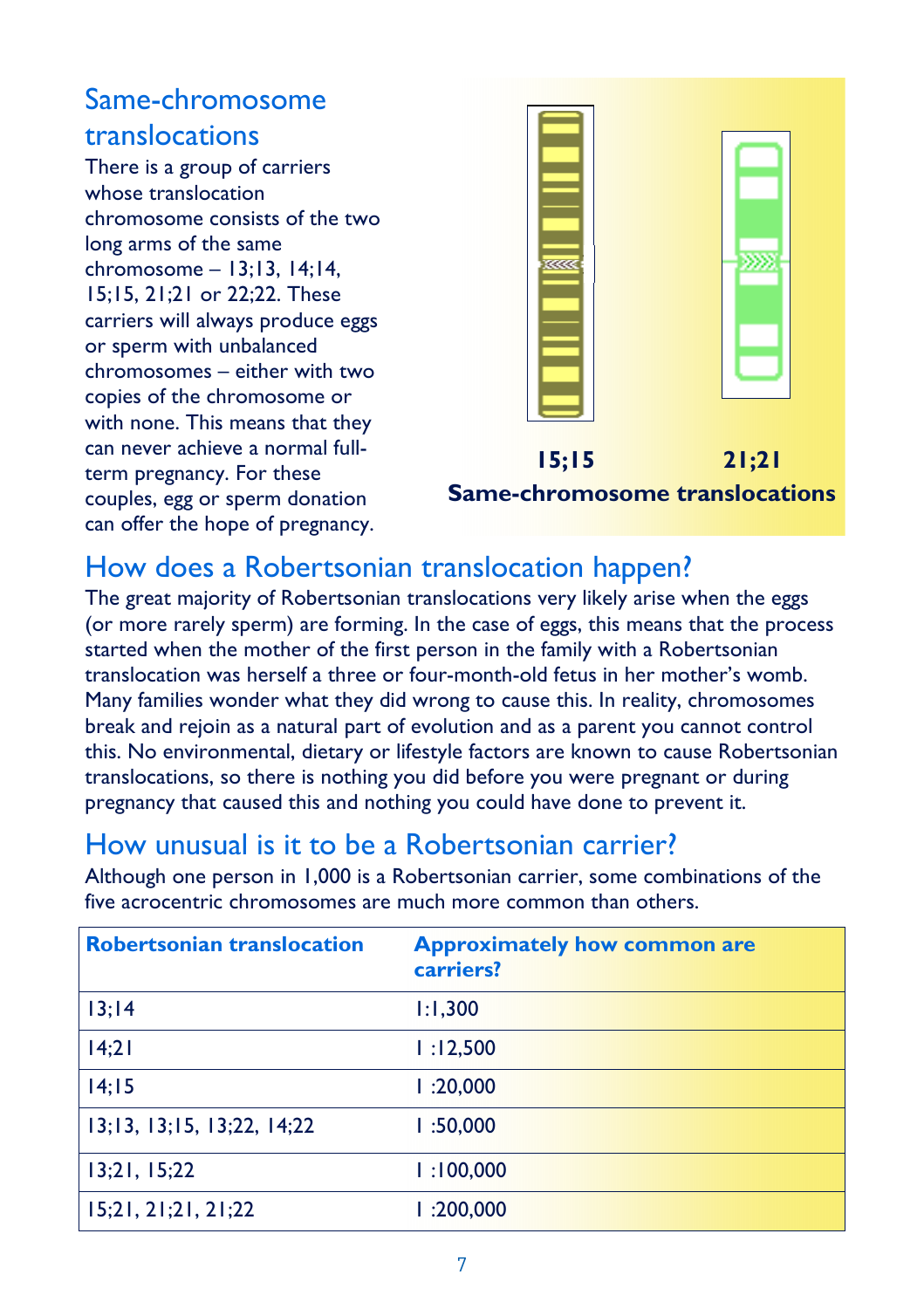## Same-chromosome translocations

There is a group of carriers whose translocation chromosome consists of the two long arms of the same chromosome – 13;13, 14;14, 15;15, 21;21 or 22;22. These carriers will always produce eggs or sperm with unbalanced chromosomes – either with two copies of the chromosome or with none. This means that they can never achieve a normal full-term pregnancy. For these couples, egg or sperm donation can offer the hope of pregnancy.

**15;15** **21;21**

**Same-chromosome translocations**

## How does a Robertsonian translocation happen?

The great majority of Robertsonian translocations very likely arise when the eggs (or more rarely sperm) are forming. In the case of eggs, this means that the process started when the mother of the first person in the family with a Robertsonian translocation was herself a three or four-month-old fetus in her mother's womb. Many families wonder what they did wrong to cause this. In reality, chromosomes break and rejoin as a natural part of evolution and as a parent you cannot control this. No environmental, dietary or lifestyle factors are known to cause Robertsonian translocations, so there is nothing you did before you were pregnant or during pregnancy that caused this and nothing you could have done to prevent it.

## How unusual is it to be a Robertsonian carrier?

Although one person in 1,000 is a Robertsonian carrier, some combinations of the five acrocentric chromosomes are much more common than others.

| **Robertsonian translocation** | **Approximately how common are carriers?** |
|---|---|
| 13;14 | 1:1,300 |
| 14;21 | 1 :12,500 |
| 14;15 | 1 :20,000 |
| 13;13, 13;15, 13;22, 14;22 | 1 :50,000 |
| 13;21, 15;22 | 1 :100,000 |
| 15;21, 21;21, 21;22 | 1 :200,000 |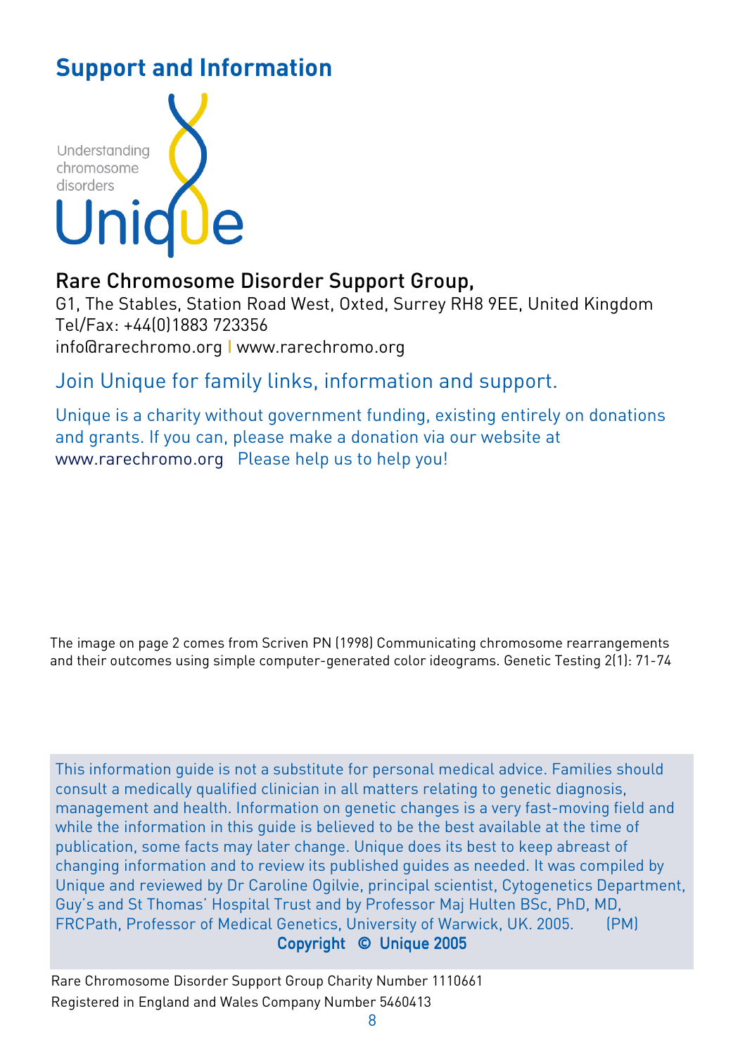## Support and Information

Understanding chromosome disorders

Unique

**Rare Chromosome Disorder Support Group,**

G1, The Stables, Station Road West, Oxted, Surrey RH8 9EE, United Kingdom
Tel/Fax: +44(0)1883 723356
info@rarechromo.org | www.rarechromo.org

Join Unique for family links, information and support.

Unique is a charity without government funding, existing entirely on donations and grants. If you can, please make a donation via our website at www.rarechromo.org Please help us to help you!

The image on page 2 comes from Scriven PN (1998) Communicating chromosome rearrangements and their outcomes using simple computer-generated color ideograms. Genetic Testing 2(1): 71-74

This information guide is not a substitute for personal medical advice. Families should consult a medically qualified clinician in all matters relating to genetic diagnosis, management and health. Information on genetic changes is a very fast-moving field and while the information in this guide is believed to be the best available at the time of publication, some facts may later change. Unique does its best to keep abreast of changing information and to review its published guides as needed. It was compiled by Unique and reviewed by Dr Caroline Ogilvie, principal scientist, Cytogenetics Department, Guy's and St Thomas' Hospital Trust and by Professor Maj Hulten BSc, PhD, MD, FRCPath, Professor of Medical Genetics, University of Warwick, UK. 2005. (PM)

**Copyright © Unique 2005**

Rare Chromosome Disorder Support Group Charity Number 1110661
Registered in England and Wales Company Number 5460413